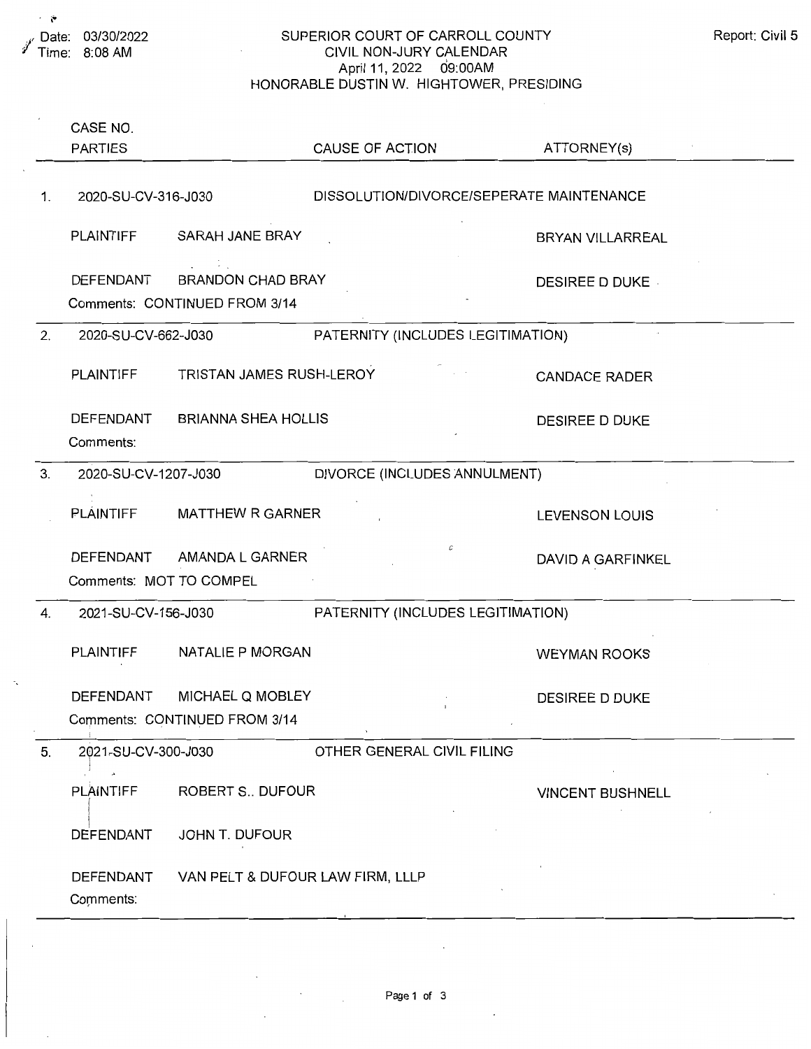Date: 03/30/2022
Time: 8:08 AM

Report: Civil 5

# SUPERIOR COURT OF CARROLL COUNTY
## CIVIL NON-JURY CALENDAR
April 11, 2022 09:00AM
HONORABLE DUSTIN W. HIGHTOWER, PRESIDING

| | CASE NO. / PARTIES | | CAUSE OF ACTION | ATTORNEY(s) |
|---|---|---|---|---|
| 1. | 2020-SU-CV-316-J030 | | DISSOLUTION/DIVORCE/SEPERATE MAINTENANCE | |
| | PLAINTIFF | SARAH JANE BRAY | | BRYAN VILLARREAL |
| | DEFENDANT | BRANDON CHAD BRAY | | DESIREE D DUKE |
| | Comments: CONTINUED FROM 3/14 | | | |
| 2. | 2020-SU-CV-662-J030 | | PATERNITY (INCLUDES LEGITIMATION) | |
| | PLAINTIFF | TRISTAN JAMES RUSH-LEROY | | CANDACE RADER |
| | DEFENDANT | BRIANNA SHEA HOLLIS | | DESIREE D DUKE |
| | Comments: | | | |
| 3. | 2020-SU-CV-1207-J030 | | DIVORCE (INCLUDES ANNULMENT) | |
| | PLAINTIFF | MATTHEW R GARNER | | LEVENSON LOUIS |
| | DEFENDANT | AMANDA L GARNER | | DAVID A GARFINKEL |
| | Comments: MOT TO COMPEL | | | |
| 4. | 2021-SU-CV-156-J030 | | PATERNITY (INCLUDES LEGITIMATION) | |
| | PLAINTIFF | NATALIE P MORGAN | | WEYMAN ROOKS |
| | DEFENDANT | MICHAEL Q MOBLEY | | DESIREE D DUKE |
| | Comments: CONTINUED FROM 3/14 | | | |
| 5. | 2021-SU-CV-300-J030 | | OTHER GENERAL CIVIL FILING | |
| | PLAINTIFF | ROBERT S.. DUFOUR | | VINCENT BUSHNELL |
| | DEFENDANT | JOHN T. DUFOUR | | |
| | DEFENDANT | VAN PELT & DUFOUR LAW FIRM, LLLP | | |
| | Comments: | | | |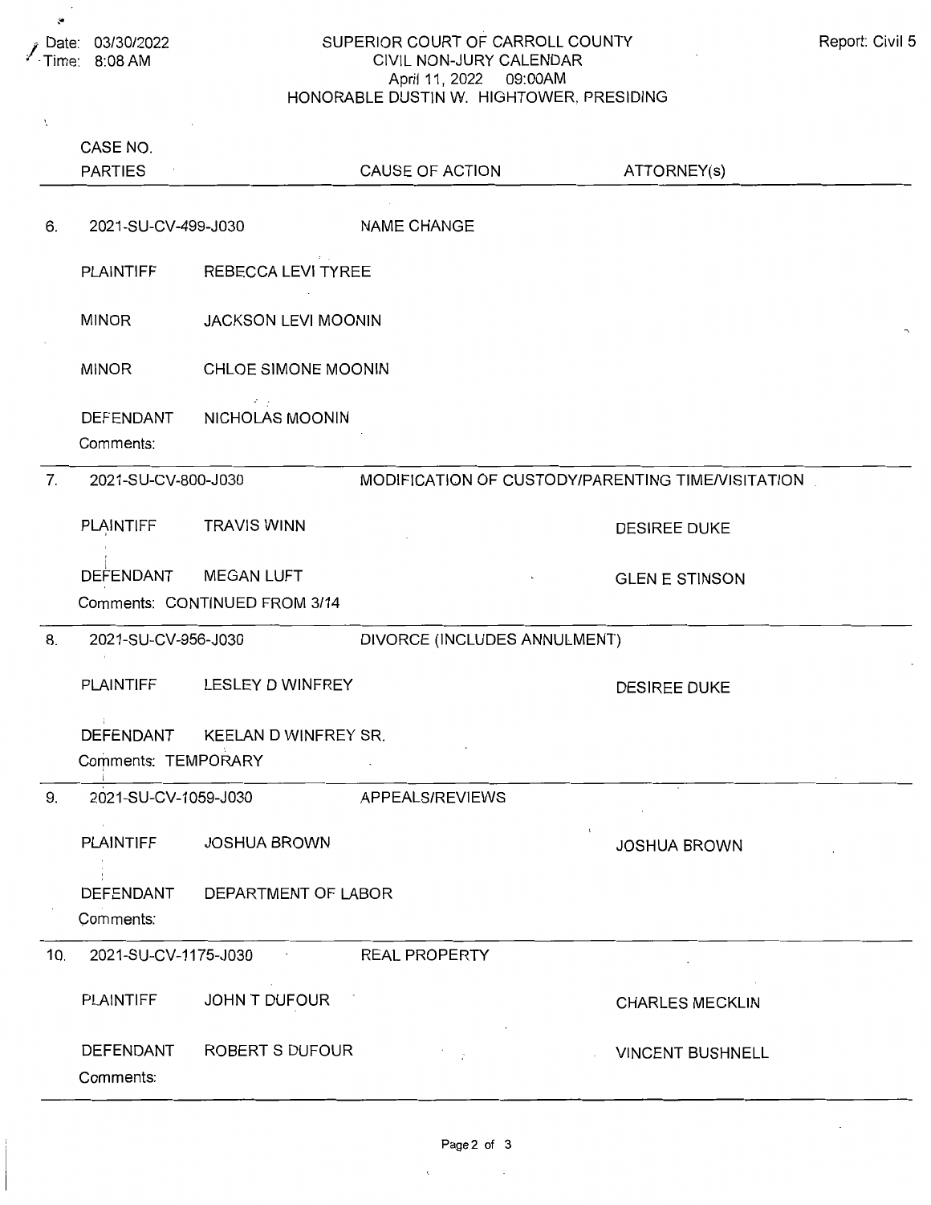Date: 03/30/2022
Time: 8:08 AM

# SUPERIOR COURT OF CARROLL COUNTY
## CIVIL NON-JURY CALENDAR
April 11, 2022 09:00AM
HONORABLE DUSTIN W. HIGHTOWER, PRESIDING

Report: Civil 5

| | CASE NO. / PARTIES | | CAUSE OF ACTION | ATTORNEY(s) |
|---|---|---|---|---|
| 6. | 2021-SU-CV-499-J030 | | NAME CHANGE | |
| | PLAINTIFF | REBECCA LEVI TYREE | | |
| | MINOR | JACKSON LEVI MOONIN | | |
| | MINOR | CHLOE SIMONE MOONIN | | |
| | DEFENDANT | NICHOLAS MOONIN | | |
| | Comments: | | | |
| 7. | 2021-SU-CV-800-J030 | | MODIFICATION OF CUSTODY/PARENTING TIME/VISITATION | |
| | PLAINTIFF | TRAVIS WINN | | DESIREE DUKE |
| | DEFENDANT | MEGAN LUFT | | GLEN E STINSON |
| | Comments: CONTINUED FROM 3/14 | | | |
| 8. | 2021-SU-CV-956-J030 | | DIVORCE (INCLUDES ANNULMENT) | |
| | PLAINTIFF | LESLEY D WINFREY | | DESIREE DUKE |
| | DEFENDANT | KEELAN D WINFREY SR. | | |
| | Comments: TEMPORARY | | | |
| 9. | 2021-SU-CV-1059-J030 | | APPEALS/REVIEWS | |
| | PLAINTIFF | JOSHUA BROWN | | JOSHUA BROWN |
| | DEFENDANT | DEPARTMENT OF LABOR | | |
| | Comments: | | | |
| 10. | 2021-SU-CV-1175-J030 | | REAL PROPERTY | |
| | PLAINTIFF | JOHN T DUFOUR | | CHARLES MECKLIN |
| | DEFENDANT | ROBERT S DUFOUR | | VINCENT BUSHNELL |
| | Comments: | | | |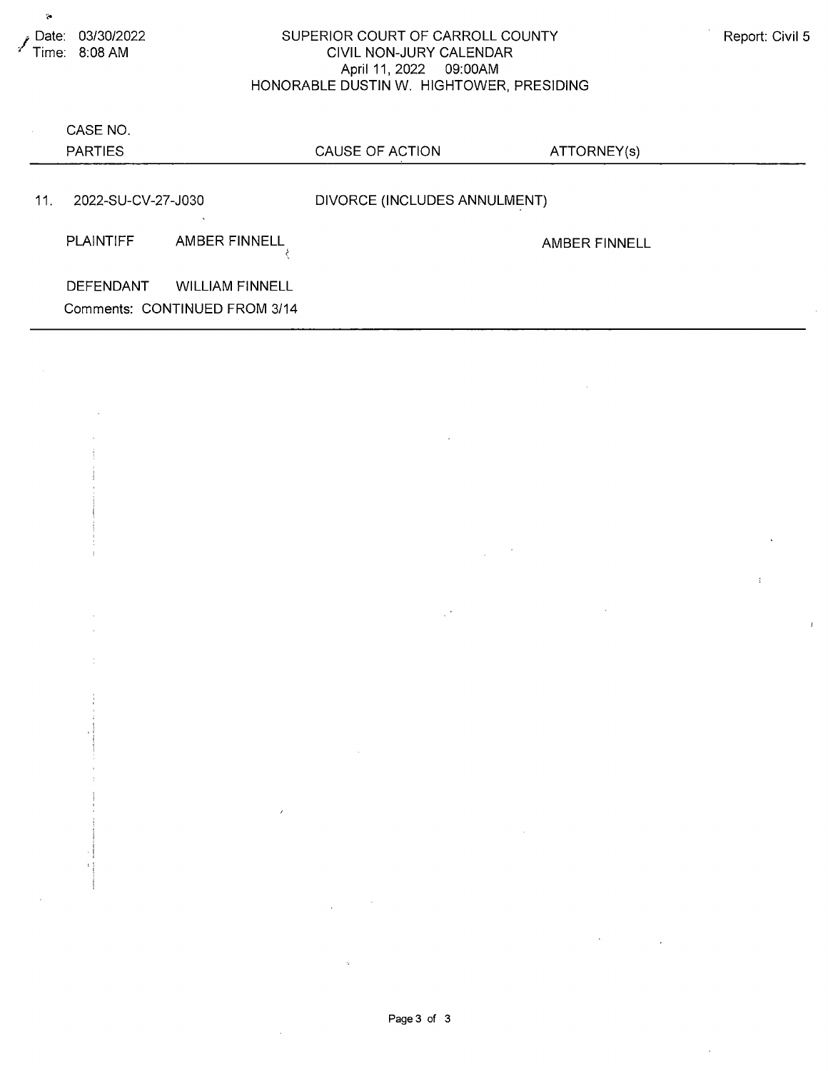Date: 03/30/2022
Time: 8:08 AM

# SUPERIOR COURT OF CARROLL COUNTY

CIVIL NON-JURY CALENDAR

April 11, 2022 09:00AM

HONORABLE DUSTIN W. HIGHTOWER, PRESIDING

Report: Civil 5

| CASE NO. PARTIES | | CAUSE OF ACTION | ATTORNEY(s) |
|---|---|---|---|
| 11. 2022-SU-CV-27-J030 | | DIVORCE (INCLUDES ANNULMENT) | |
| PLAINTIFF | AMBER FINNELL | | AMBER FINNELL |
| DEFENDANT | WILLIAM FINNELL | | |

Comments: CONTINUED FROM 3/14